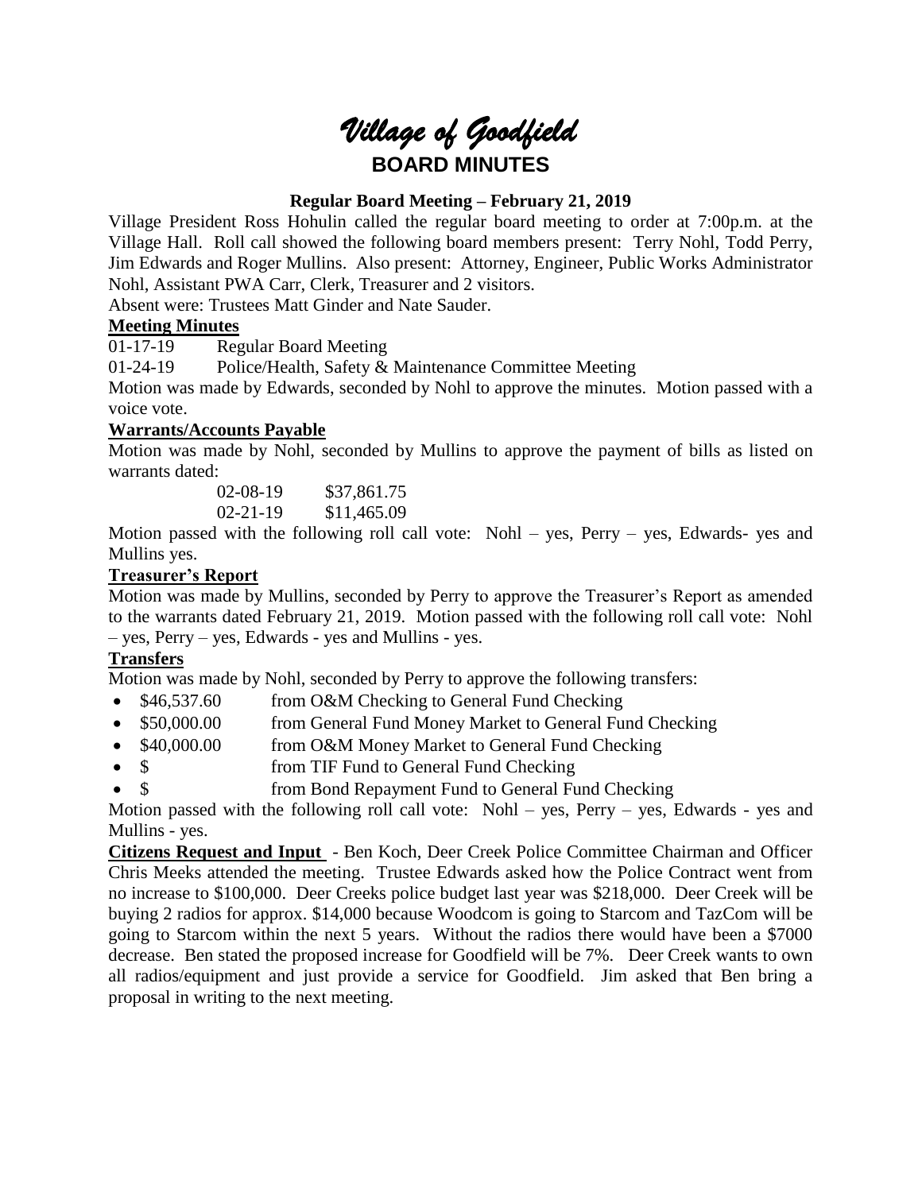# *Village of Goodfield*

## BOARD MINUTES

### Regular Board Meeting – February 21, 2019

Village President Ross Hohulin called the regular board meeting to order at 7:00p.m. at the Village Hall. Roll call showed the following board members present: Terry Nohl, Todd Perry, Jim Edwards and Roger Mullins. Also present: Attorney, Engineer, Public Works Administrator Nohl, Assistant PWA Carr, Clerk, Treasurer and 2 visitors.

Absent were: Trustees Matt Ginder and Nate Sauder.

**Meeting Minutes**

01-17-19 Regular Board Meeting

01-24-19 Police/Health, Safety & Maintenance Committee Meeting

Motion was made by Edwards, seconded by Nohl to approve the minutes. Motion passed with a voice vote.

**Warrants/Accounts Payable**

Motion was made by Nohl, seconded by Mullins to approve the payment of bills as listed on warrants dated:

02-08-19 $37,861.75
02-21-19 $11,465.09

Motion passed with the following roll call vote: Nohl – yes, Perry – yes, Edwards- yes and Mullins yes.

**Treasurer's Report**

Motion was made by Mullins, seconded by Perry to approve the Treasurer's Report as amended to the warrants dated February 21, 2019. Motion passed with the following roll call vote: Nohl – yes, Perry – yes, Edwards - yes and Mullins - yes.

**Transfers**

Motion was made by Nohl, seconded by Perry to approve the following transfers:

- $46,537.60 from O&M Checking to General Fund Checking
- $50,000.00 from General Fund Money Market to General Fund Checking
- $40,000.00 from O&M Money Market to General Fund Checking
- $ from TIF Fund to General Fund Checking
- $ from Bond Repayment Fund to General Fund Checking

Motion passed with the following roll call vote: Nohl – yes, Perry – yes, Edwards - yes and Mullins - yes.

**Citizens Request and Input** - Ben Koch, Deer Creek Police Committee Chairman and Officer Chris Meeks attended the meeting. Trustee Edwards asked how the Police Contract went from no increase to $100,000. Deer Creeks police budget last year was $218,000. Deer Creek will be buying 2 radios for approx. $14,000 because Woodcom is going to Starcom and TazCom will be going to Starcom within the next 5 years. Without the radios there would have been a $7000 decrease. Ben stated the proposed increase for Goodfield will be 7%. Deer Creek wants to own all radios/equipment and just provide a service for Goodfield. Jim asked that Ben bring a proposal in writing to the next meeting.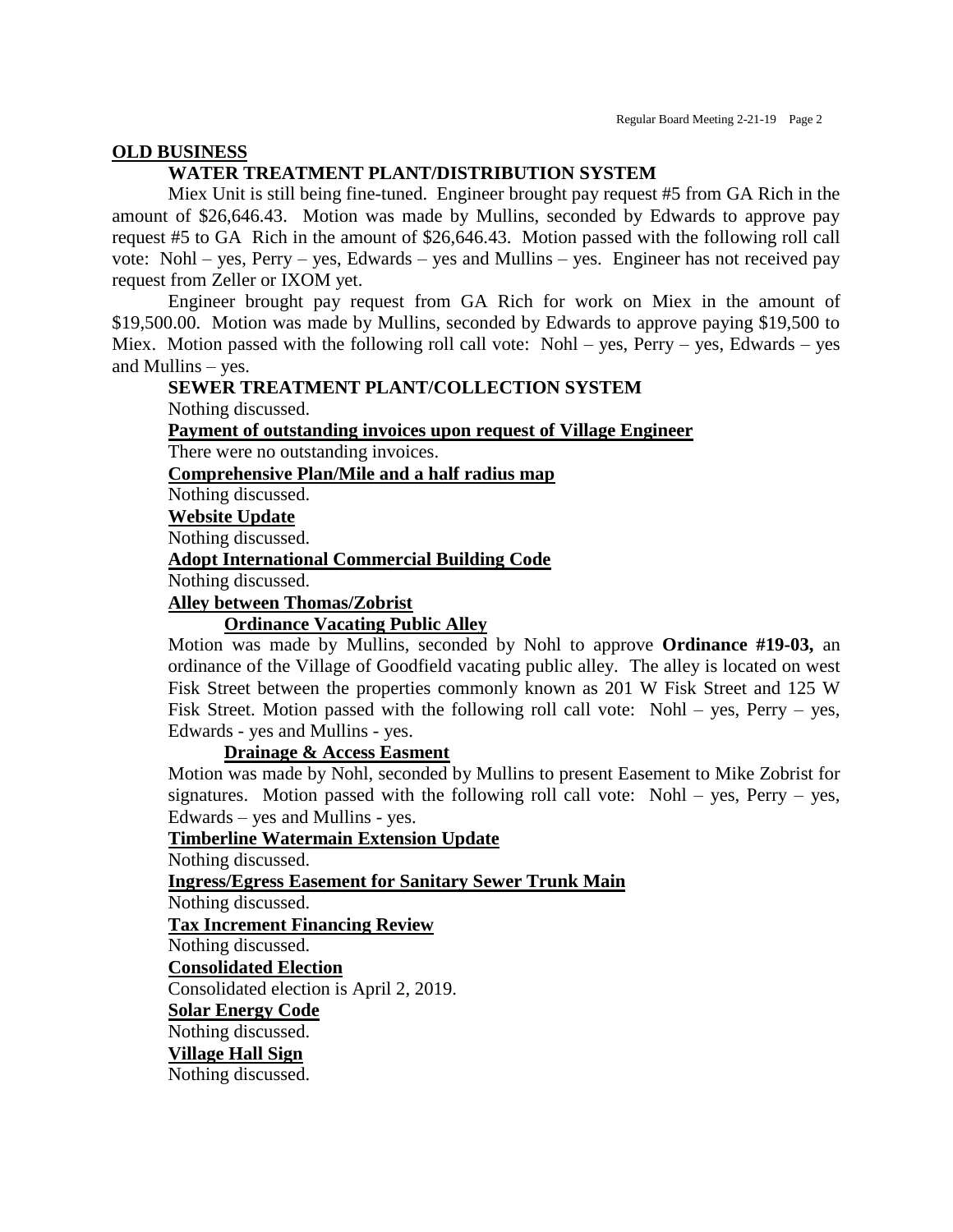## OLD BUSINESS

### WATER TREATMENT PLANT/DISTRIBUTION SYSTEM

Miex Unit is still being fine-tuned. Engineer brought pay request #5 from GA Rich in the amount of $26,646.43. Motion was made by Mullins, seconded by Edwards to approve pay request #5 to GA Rich in the amount of $26,646.43. Motion passed with the following roll call vote: Nohl – yes, Perry – yes, Edwards – yes and Mullins – yes. Engineer has not received pay request from Zeller or IXOM yet.

Engineer brought pay request from GA Rich for work on Miex in the amount of $19,500.00. Motion was made by Mullins, seconded by Edwards to approve paying $19,500 to Miex. Motion passed with the following roll call vote: Nohl – yes, Perry – yes, Edwards – yes and Mullins – yes.

### SEWER TREATMENT PLANT/COLLECTION SYSTEM

Nothing discussed.

**Payment of outstanding invoices upon request of Village Engineer**

There were no outstanding invoices.

**Comprehensive Plan/Mile and a half radius map**

Nothing discussed.

**Website Update**

Nothing discussed.

**Adopt International Commercial Building Code**

Nothing discussed.

**Alley between Thomas/Zobrist**

**Ordinance Vacating Public Alley**

Motion was made by Mullins, seconded by Nohl to approve **Ordinance #19-03,** an ordinance of the Village of Goodfield vacating public alley. The alley is located on west Fisk Street between the properties commonly known as 201 W Fisk Street and 125 W Fisk Street. Motion passed with the following roll call vote: Nohl – yes, Perry – yes, Edwards - yes and Mullins - yes.

**Drainage & Access Easment**

Motion was made by Nohl, seconded by Mullins to present Easement to Mike Zobrist for signatures. Motion passed with the following roll call vote: Nohl – yes, Perry – yes, Edwards – yes and Mullins - yes.

**Timberline Watermain Extension Update**

Nothing discussed.

**Ingress/Egress Easement for Sanitary Sewer Trunk Main**

Nothing discussed.

**Tax Increment Financing Review**

Nothing discussed.

**Consolidated Election**

Consolidated election is April 2, 2019.

**Solar Energy Code**

Nothing discussed.

**Village Hall Sign**

Nothing discussed.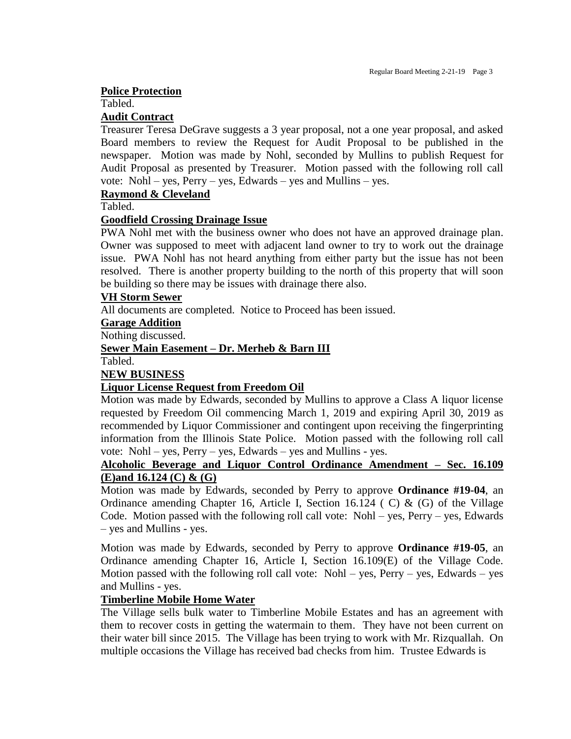**Police Protection**

Tabled.

**Audit Contract**

Treasurer Teresa DeGrave suggests a 3 year proposal, not a one year proposal, and asked Board members to review the Request for Audit Proposal to be published in the newspaper. Motion was made by Nohl, seconded by Mullins to publish Request for Audit Proposal as presented by Treasurer. Motion passed with the following roll call vote: Nohl – yes, Perry – yes, Edwards – yes and Mullins – yes.

**Raymond & Cleveland**

Tabled.

**Goodfield Crossing Drainage Issue**

PWA Nohl met with the business owner who does not have an approved drainage plan. Owner was supposed to meet with adjacent land owner to try to work out the drainage issue. PWA Nohl has not heard anything from either party but the issue has not been resolved. There is another property building to the north of this property that will soon be building so there may be issues with drainage there also.

**VH Storm Sewer**

All documents are completed. Notice to Proceed has been issued.

**Garage Addition**

Nothing discussed.

**Sewer Main Easement – Dr. Merheb & Barn III**

Tabled.

**NEW BUSINESS**

**Liquor License Request from Freedom Oil**

Motion was made by Edwards, seconded by Mullins to approve a Class A liquor license requested by Freedom Oil commencing March 1, 2019 and expiring April 30, 2019 as recommended by Liquor Commissioner and contingent upon receiving the fingerprinting information from the Illinois State Police. Motion passed with the following roll call vote: Nohl – yes, Perry – yes, Edwards – yes and Mullins - yes.

**Alcoholic Beverage and Liquor Control Ordinance Amendment – Sec. 16.109 (E)and 16.124 (C) & (G)**

Motion was made by Edwards, seconded by Perry to approve **Ordinance #19-04**, an Ordinance amending Chapter 16, Article I, Section 16.124 ( C) & (G) of the Village Code. Motion passed with the following roll call vote: Nohl – yes, Perry – yes, Edwards – yes and Mullins - yes.

Motion was made by Edwards, seconded by Perry to approve **Ordinance #19-05**, an Ordinance amending Chapter 16, Article I, Section 16.109(E) of the Village Code. Motion passed with the following roll call vote: Nohl – yes, Perry – yes, Edwards – yes and Mullins - yes.

**Timberline Mobile Home Water**

The Village sells bulk water to Timberline Mobile Estates and has an agreement with them to recover costs in getting the watermain to them. They have not been current on their water bill since 2015. The Village has been trying to work with Mr. Rizquallah. On multiple occasions the Village has received bad checks from him. Trustee Edwards is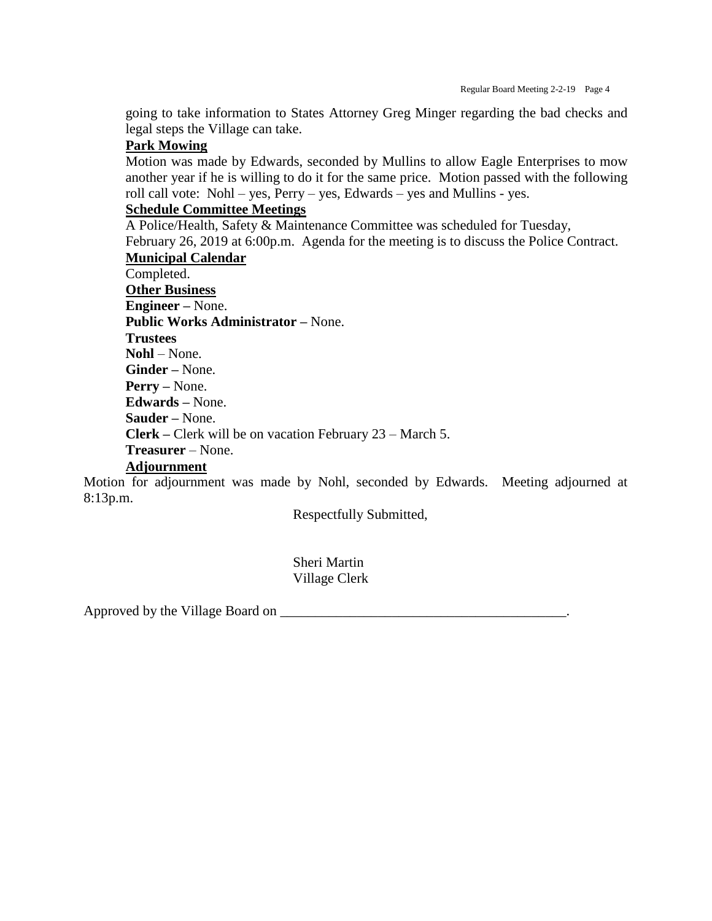going to take information to States Attorney Greg Minger regarding the bad checks and legal steps the Village can take.

**Park Mowing**

Motion was made by Edwards, seconded by Mullins to allow Eagle Enterprises to mow another year if he is willing to do it for the same price. Motion passed with the following roll call vote: Nohl – yes, Perry – yes, Edwards – yes and Mullins - yes.

**Schedule Committee Meetings**

A Police/Health, Safety & Maintenance Committee was scheduled for Tuesday, February 26, 2019 at 6:00p.m. Agenda for the meeting is to discuss the Police Contract.

**Municipal Calendar**

Completed.

**Other Business**

**Engineer –** None.

**Public Works Administrator –** None.

**Trustees**

**Nohl** – None.

**Ginder –** None.

**Perry –** None.

**Edwards –** None.

**Sauder –** None.

**Clerk –** Clerk will be on vacation February 23 – March 5.

**Treasurer** – None.

**Adjournment**

Motion for adjournment was made by Nohl, seconded by Edwards. Meeting adjourned at 8:13p.m.

Respectfully Submitted,

Sheri Martin
Village Clerk

Approved by the Village Board on \_\_\_\_\_\_\_\_\_\_\_\_\_\_\_\_\_\_\_\_\_\_\_\_\_\_\_\_\_\_\_\_\_\_\_\_\_\_\_\_\_.